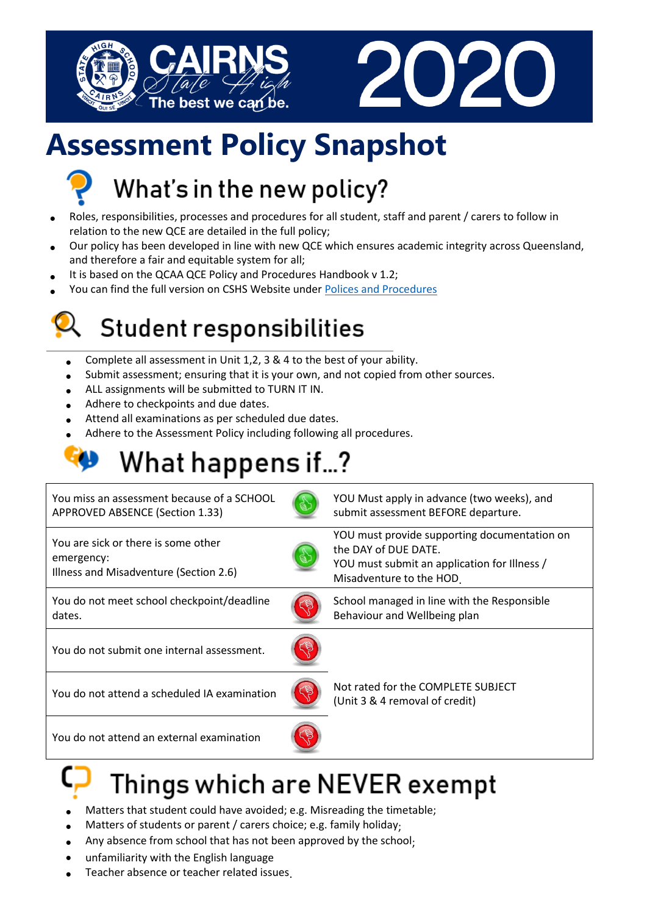# CAIRNS State High 2020

The best we can be.

# Assessment Policy Snapshot

## What's in the new policy?

- Roles, responsibilities, processes and procedures for all student, staff and parent / carers to follow in relation to the new QCE are detailed in the full policy;
- Our policy has been developed in line with new QCE which ensures academic integrity across Queensland, and therefore a fair and equitable system for all;
- It is based on the QCAA QCE Policy and Procedures Handbook v 1.2;
- You can find the full version on CSHS Website under [Polices and Procedures]

## Student responsibilities

- Complete all assessment in Unit 1,2, 3 & 4 to the best of your ability.
- Submit assessment; ensuring that it is your own, and not copied from other sources.
- ALL assignments will be submitted to TURN IT IN.
- Adhere to checkpoints and due dates.
- Attend all examinations as per scheduled due dates.
- Adhere to the Assessment Policy including following all procedures.

## What happens if…?

| Situation | | Outcome |
|---|---|---|
| You miss an assessment because of a SCHOOL APPROVED ABSENCE (Section 1.33) | 👍 | YOU Must apply in advance (two weeks), and submit assessment BEFORE departure. |
| You are sick or there is some other emergency: Illness and Misadventure (Section 2.6) | 👍 | YOU must provide supporting documentation on the DAY of DUE DATE. YOU must submit an application for Illness / Misadventure to the HOD. |
| You do not meet school checkpoint/deadline dates. | 👎 | School managed in line with the Responsible Behaviour and Wellbeing plan |
| You do not submit one internal assessment. | 👎 | Not rated for the COMPLETE SUBJECT (Unit 3 & 4 removal of credit) |
| You do not attend a scheduled IA examination | 👎 | Not rated for the COMPLETE SUBJECT (Unit 3 & 4 removal of credit) |
| You do not attend an external examination | 👎 | Not rated for the COMPLETE SUBJECT (Unit 3 & 4 removal of credit) |

## Things which are NEVER exempt

- Matters that student could have avoided; e.g. Misreading the timetable;
- Matters of students or parent / carers choice; e.g. family holiday;
- Any absence from school that has not been approved by the school;
- unfamiliarity with the English language
- Teacher absence or teacher related issues.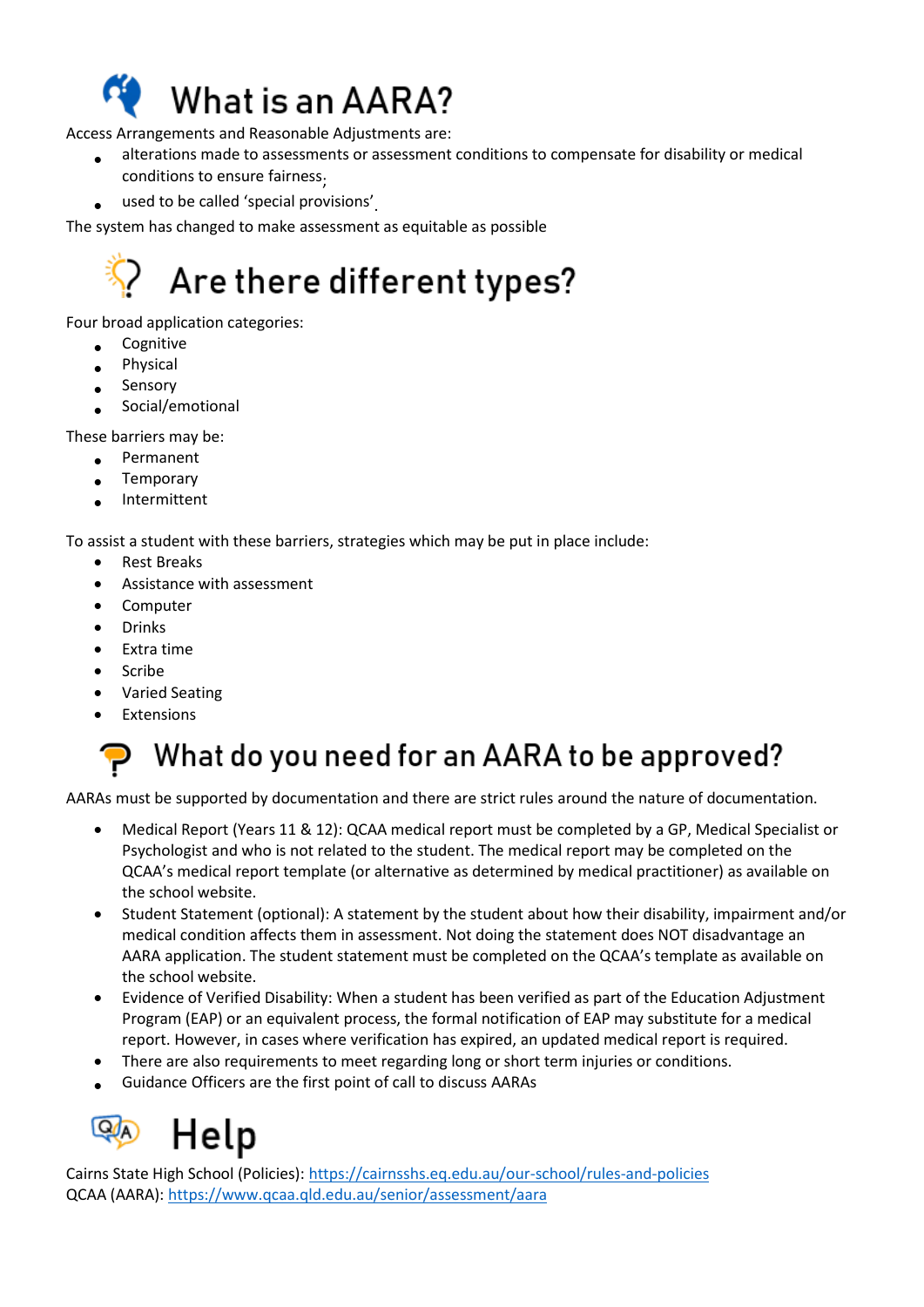# What is an AARA?

Access Arrangements and Reasonable Adjustments are:

- alterations made to assessments or assessment conditions to compensate for disability or medical conditions to ensure fairness;
- used to be called 'special provisions'.

The system has changed to make assessment as equitable as possible

# Are there different types?

Four broad application categories:

- Cognitive
- Physical
- Sensory
- Social/emotional

These barriers may be:

- Permanent
- Temporary
- Intermittent

To assist a student with these barriers, strategies which may be put in place include:

- Rest Breaks
- Assistance with assessment
- Computer
- Drinks
- Extra time
- Scribe
- Varied Seating
- Extensions

# What do you need for an AARA to be approved?

AARAs must be supported by documentation and there are strict rules around the nature of documentation.

- Medical Report (Years 11 & 12): QCAA medical report must be completed by a GP, Medical Specialist or Psychologist and who is not related to the student. The medical report may be completed on the QCAA's medical report template (or alternative as determined by medical practitioner) as available on the school website.
- Student Statement (optional): A statement by the student about how their disability, impairment and/or medical condition affects them in assessment. Not doing the statement does NOT disadvantage an AARA application. The student statement must be completed on the QCAA's template as available on the school website.
- Evidence of Verified Disability: When a student has been verified as part of the Education Adjustment Program (EAP) or an equivalent process, the formal notification of EAP may substitute for a medical report. However, in cases where verification has expired, an updated medical report is required.
- There are also requirements to meet regarding long or short term injuries or conditions.
- Guidance Officers are the first point of call to discuss AARAs

# Help

Cairns State High School (Policies): https://cairnsshs.eq.edu.au/our-school/rules-and-policies
QCAA (AARA): https://www.qcaa.qld.edu.au/senior/assessment/aara